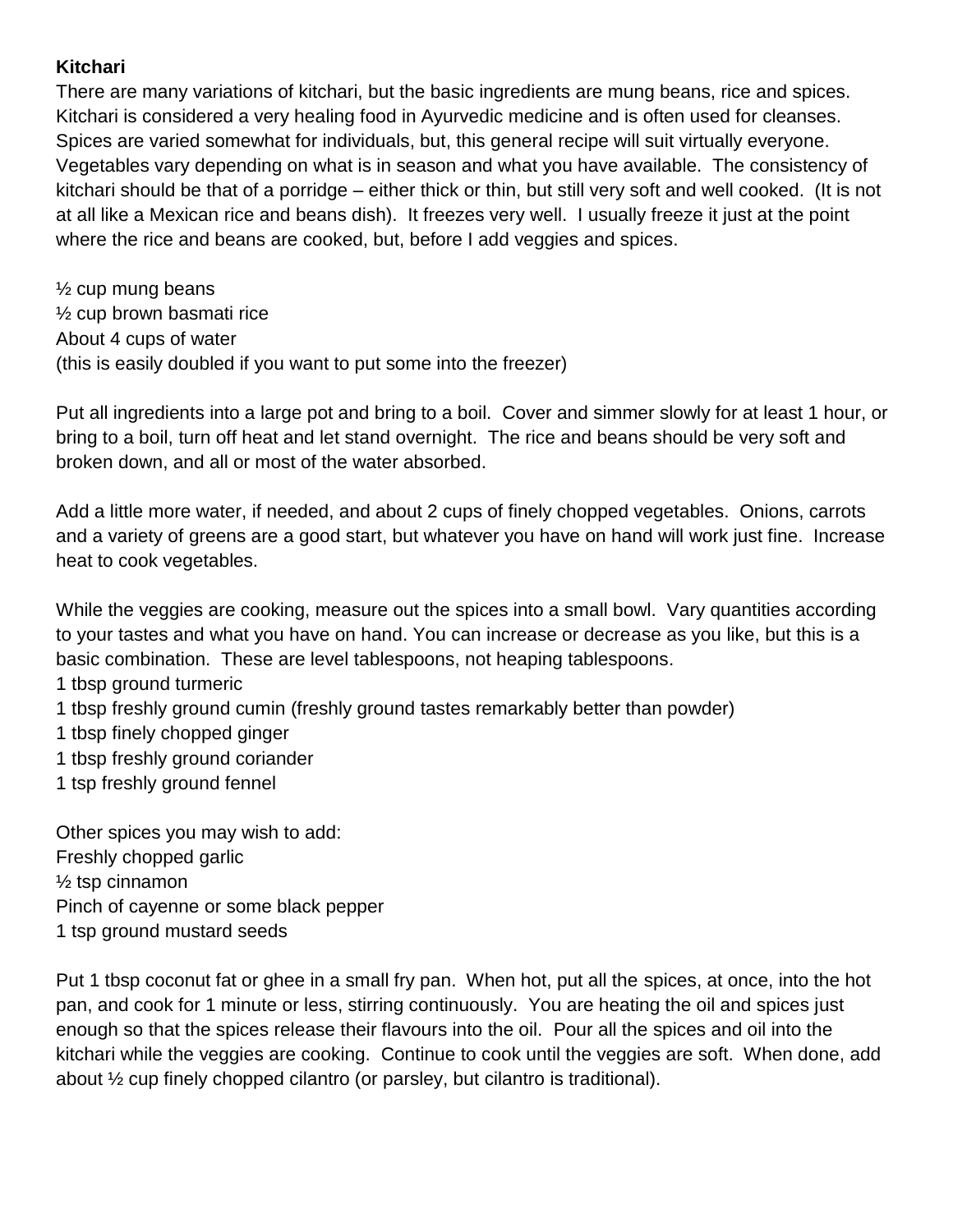**Kitchari**

There are many variations of kitchari, but the basic ingredients are mung beans, rice and spices. Kitchari is considered a very healing food in Ayurvedic medicine and is often used for cleanses. Spices are varied somewhat for individuals, but, this general recipe will suit virtually everyone. Vegetables vary depending on what is in season and what you have available. The consistency of kitchari should be that of a porridge – either thick or thin, but still very soft and well cooked. (It is not at all like a Mexican rice and beans dish). It freezes very well. I usually freeze it just at the point where the rice and beans are cooked, but, before I add veggies and spices.

½ cup mung beans
½ cup brown basmati rice
About 4 cups of water
(this is easily doubled if you want to put some into the freezer)

Put all ingredients into a large pot and bring to a boil. Cover and simmer slowly for at least 1 hour, or bring to a boil, turn off heat and let stand overnight. The rice and beans should be very soft and broken down, and all or most of the water absorbed.

Add a little more water, if needed, and about 2 cups of finely chopped vegetables. Onions, carrots and a variety of greens are a good start, but whatever you have on hand will work just fine. Increase heat to cook vegetables.

While the veggies are cooking, measure out the spices into a small bowl. Vary quantities according to your tastes and what you have on hand. You can increase or decrease as you like, but this is a basic combination. These are level tablespoons, not heaping tablespoons.
1 tbsp ground turmeric
1 tbsp freshly ground cumin (freshly ground tastes remarkably better than powder)
1 tbsp finely chopped ginger
1 tbsp freshly ground coriander
1 tsp freshly ground fennel

Other spices you may wish to add:
Freshly chopped garlic
½ tsp cinnamon
Pinch of cayenne or some black pepper
1 tsp ground mustard seeds

Put 1 tbsp coconut fat or ghee in a small fry pan. When hot, put all the spices, at once, into the hot pan, and cook for 1 minute or less, stirring continuously. You are heating the oil and spices just enough so that the spices release their flavours into the oil. Pour all the spices and oil into the kitchari while the veggies are cooking. Continue to cook until the veggies are soft. When done, add about ½ cup finely chopped cilantro (or parsley, but cilantro is traditional).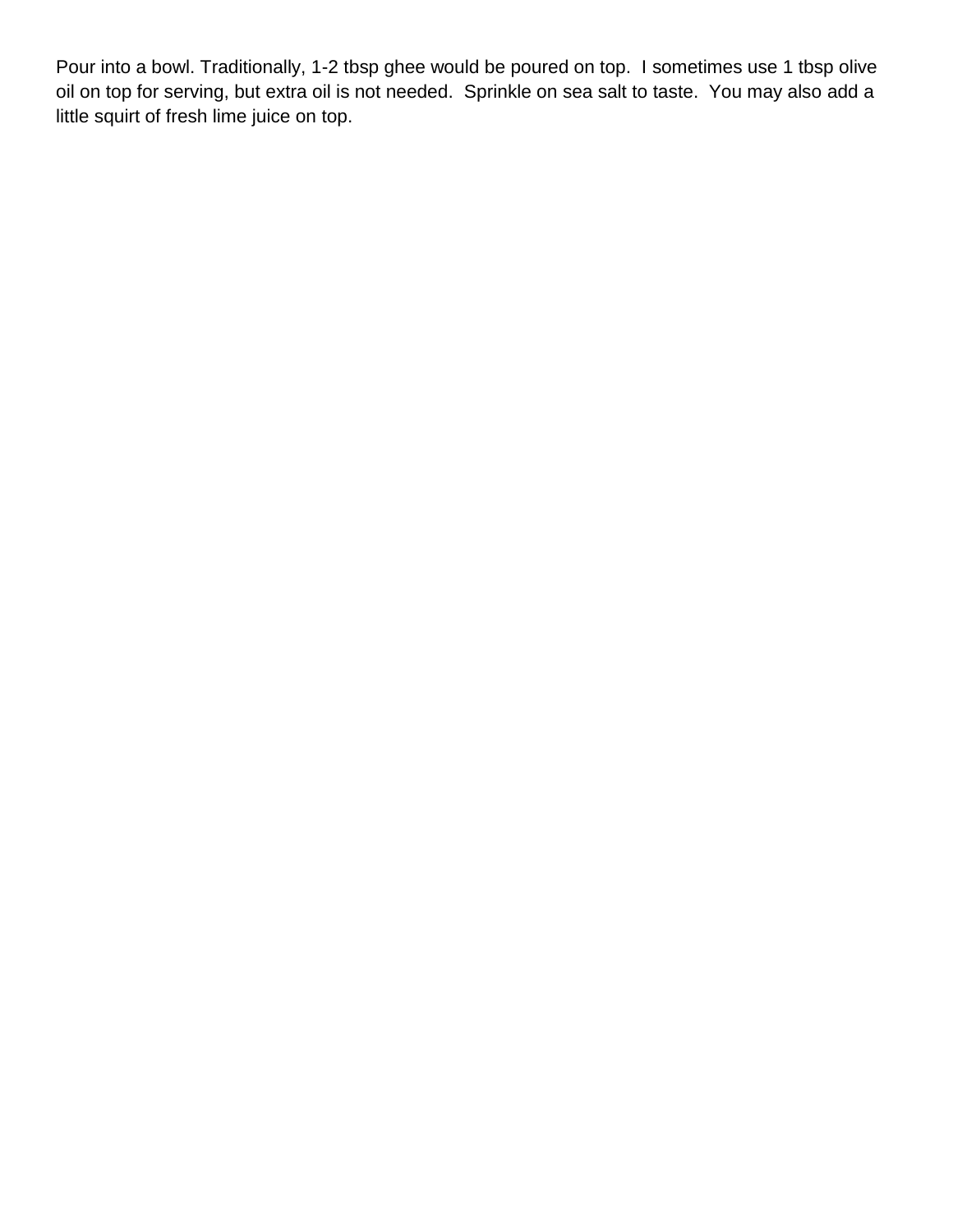Pour into a bowl. Traditionally, 1-2 tbsp ghee would be poured on top. I sometimes use 1 tbsp olive oil on top for serving, but extra oil is not needed. Sprinkle on sea salt to taste. You may also add a little squirt of fresh lime juice on top.